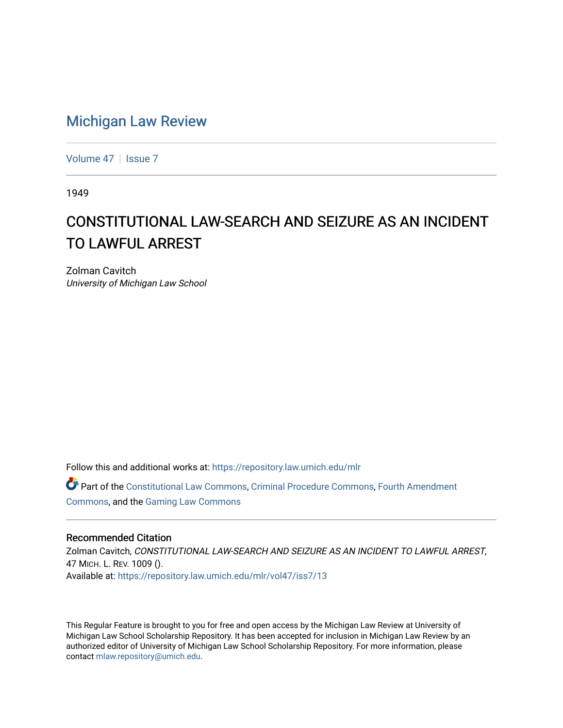# Michigan Law Review

Volume 47 | Issue 7

1949

## CONSTITUTIONAL LAW-SEARCH AND SEIZURE AS AN INCIDENT TO LAWFUL ARREST

Zolman Cavitch
*University of Michigan Law School*

Follow this and additional works at: https://repository.law.umich.edu/mlr

Part of the Constitutional Law Commons, Criminal Procedure Commons, Fourth Amendment Commons, and the Gaming Law Commons

### Recommended Citation

Zolman Cavitch, *CONSTITUTIONAL LAW-SEARCH AND SEIZURE AS AN INCIDENT TO LAWFUL ARREST*, 47 MICH. L. REV. 1009 ().
Available at: https://repository.law.umich.edu/mlr/vol47/iss7/13

This Regular Feature is brought to you for free and open access by the Michigan Law Review at University of Michigan Law School Scholarship Repository. It has been accepted for inclusion in Michigan Law Review by an authorized editor of University of Michigan Law School Scholarship Repository. For more information, please contact mlaw.repository@umich.edu.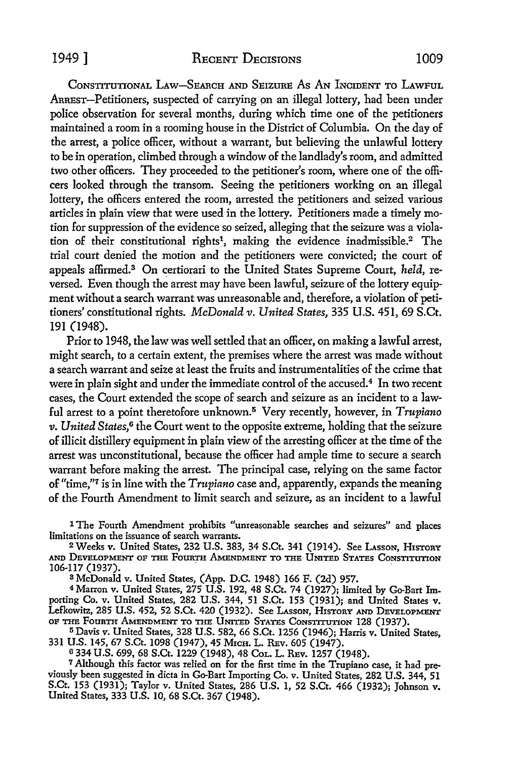CONSTITUTIONAL LAW—SEARCH AND SEIZURE AS AN INCIDENT TO LAWFUL ARREST—Petitioners, suspected of carrying on an illegal lottery, had been under police observation for several months, during which time one of the petitioners maintained a room in a rooming house in the District of Columbia. On the day of the arrest, a police officer, without a warrant, but believing the unlawful lottery to be in operation, climbed through a window of the landlady's room, and admitted two other officers. They proceeded to the petitioner's room, where one of the officers looked through the transom. Seeing the petitioners working on an illegal lottery, the officers entered the room, arrested the petitioners and seized various articles in plain view that were used in the lottery. Petitioners made a timely motion for suppression of the evidence so seized, alleging that the seizure was a violation of their constitutional rights[1], making the evidence inadmissible.[2] The trial court denied the motion and the petitioners were convicted; the court of appeals affirmed.[3] On certiorari to the United States Supreme Court, *held*, reversed. Even though the arrest may have been lawful, seizure of the lottery equipment without a search warrant was unreasonable and, therefore, a violation of petitioners' constitutional rights. *McDonald v. United States*, 335 U.S. 451, 69 S.Ct. 191 (1948).

Prior to 1948, the law was well settled that an officer, on making a lawful arrest, might search, to a certain extent, the premises where the arrest was made without a search warrant and seize at least the fruits and instrumentalities of the crime that were in plain sight and under the immediate control of the accused.[4] In two recent cases, the Court extended the scope of search and seizure as an incident to a lawful arrest to a point theretofore unknown.[5] Very recently, however, in *Trupiano v. United States*,[6] the Court went to the opposite extreme, holding that the seizure of illicit distillery equipment in plain view of the arresting officer at the time of the arrest was unconstitutional, because the officer had ample time to secure a search warrant before making the arrest. The principal case, relying on the same factor of "time,"[7] is in line with the *Trupiano* case and, apparently, expands the meaning of the Fourth Amendment to limit search and seizure, as an incident to a lawful

[1] The Fourth Amendment prohibits "unreasonable searches and seizures" and places limitations on the issuance of search warrants.

[2] Weeks v. United States, 232 U.S. 383, 34 S.Ct. 341 (1914). See LASSON, HISTORY AND DEVELOPMENT OF THE FOURTH AMENDMENT TO THE UNITED STATES CONSTITUTION 106-117 (1937).

[3] McDonald v. United States, (App. D.C. 1948) 166 F. (2d) 957.

[4] Marron v. United States, 275 U.S. 192, 48 S.Ct. 74 (1927); limited by Go-Bart Importing Co. v. United States, 282 U.S. 344, 51 S.Ct. 153 (1931); and United States v. Lefkowitz, 285 U.S. 452, 52 S.Ct. 420 (1932). See LASSON, HISTORY AND DEVELOPMENT OF THE FOURTH AMENDMENT TO THE UNITED STATES CONSTITUTION 128 (1937).

[5] Davis v. United States, 328 U.S. 582, 66 S.Ct. 1256 (1946); Harris v. United States, 331 U.S. 145, 67 S.Ct. 1098 (1947), 45 MICH. L. REV. 605 (1947).

[6] 334 U.S. 699, 68 S.Ct. 1229 (1948), 48 COL. L. REV. 1257 (1948).

[7] Although this factor was relied on for the first time in the Trupiano case, it had previously been suggested in dicta in Go-Bart Importing Co. v. United States, 282 U.S. 344, 51 S.Ct. 153 (1931); Taylor v. United States, 286 U.S. 1, 52 S.Ct. 466 (1932); Johnson v. United States, 333 U.S. 10, 68 S.Ct. 367 (1948).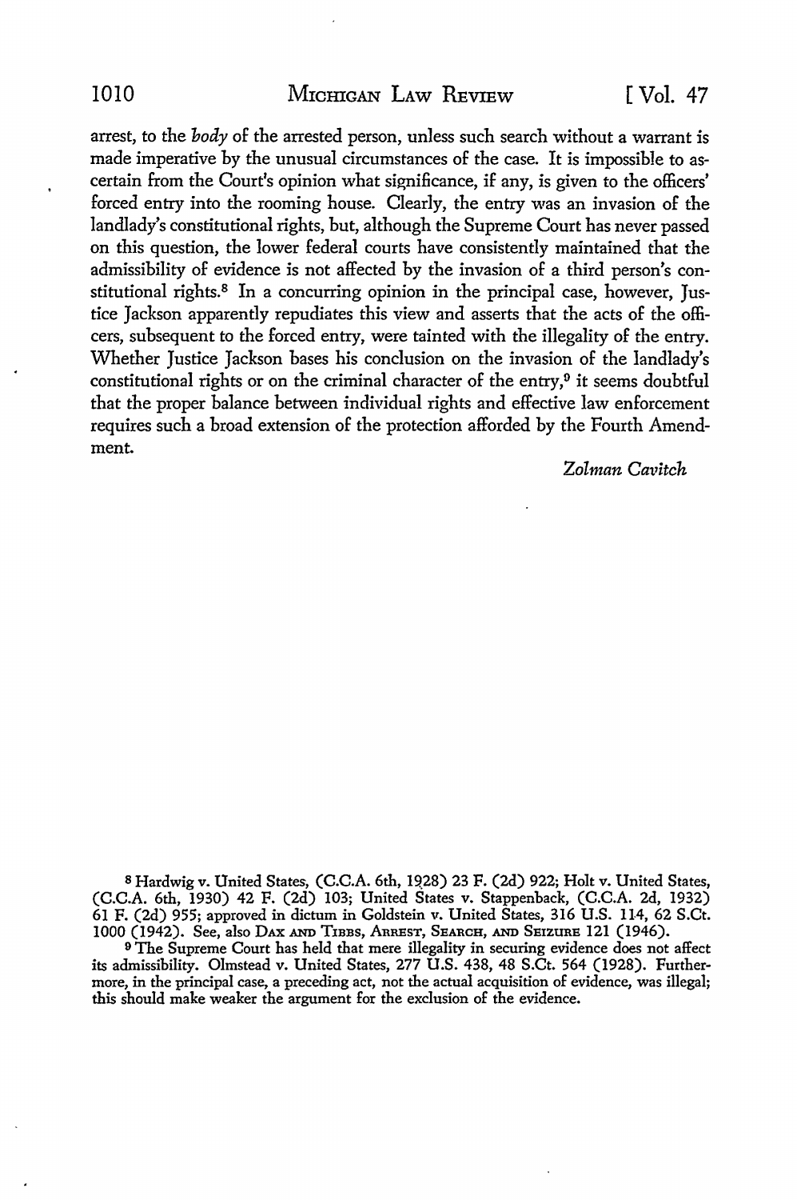arrest, to the *body* of the arrested person, unless such search without a warrant is made imperative by the unusual circumstances of the case. It is impossible to ascertain from the Court's opinion what significance, if any, is given to the officers' forced entry into the rooming house. Clearly, the entry was an invasion of the landlady's constitutional rights, but, although the Supreme Court has never passed on this question, the lower federal courts have consistently maintained that the admissibility of evidence is not affected by the invasion of a third person's constitutional rights.[8] In a concurring opinion in the principal case, however, Justice Jackson apparently repudiates this view and asserts that the acts of the officers, subsequent to the forced entry, were tainted with the illegality of the entry. Whether Justice Jackson bases his conclusion on the invasion of the landlady's constitutional rights or on the criminal character of the entry,[9] it seems doubtful that the proper balance between individual rights and effective law enforcement requires such a broad extension of the protection afforded by the Fourth Amendment.

*Zolman Cavitch*

[8] Hardwig v. United States, (C.C.A. 6th, 1928) 23 F. (2d) 922; Holt v. United States, (C.C.A. 6th, 1930) 42 F. (2d) 103; United States v. Stappenback, (C.C.A. 2d, 1932) 61 F. (2d) 955; approved in dictum in Goldstein v. United States, 316 U.S. 114, 62 S.Ct. 1000 (1942). See, also DAX AND TIBBS, ARREST, SEARCH, AND SEIZURE 121 (1946).

[9] The Supreme Court has held that mere illegality in securing evidence does not affect its admissibility. Olmstead v. United States, 277 U.S. 438, 48 S.Ct. 564 (1928). Furthermore, in the principal case, a preceding act, not the actual acquisition of evidence, was illegal; this should make weaker the argument for the exclusion of the evidence.